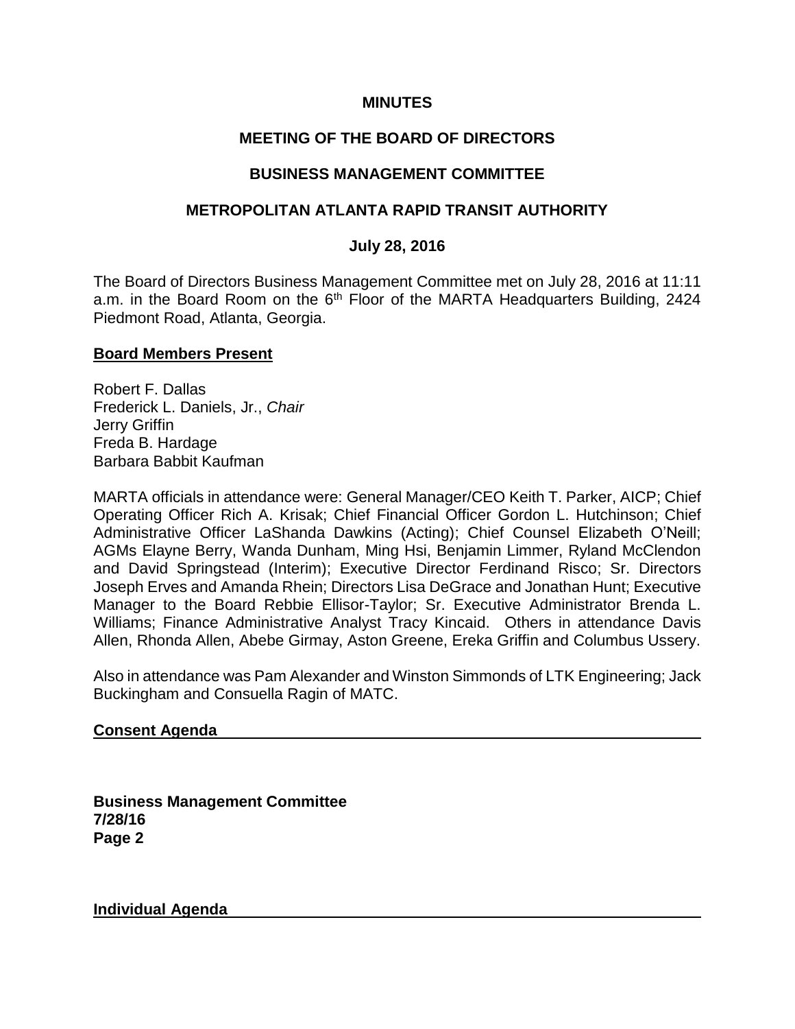**MINUTES**

**MEETING OF THE BOARD OF DIRECTORS**

**BUSINESS MANAGEMENT COMMITTEE**

**METROPOLITAN ATLANTA RAPID TRANSIT AUTHORITY**

**July 28, 2016**

The Board of Directors Business Management Committee met on July 28, 2016 at 11:11 a.m. in the Board Room on the 6th Floor of the MARTA Headquarters Building, 2424 Piedmont Road, Atlanta, Georgia.

**Board Members Present**

Robert F. Dallas
Frederick L. Daniels, Jr., *Chair*
Jerry Griffin
Freda B. Hardage
Barbara Babbit Kaufman

MARTA officials in attendance were: General Manager/CEO Keith T. Parker, AICP; Chief Operating Officer Rich A. Krisak; Chief Financial Officer Gordon L. Hutchinson; Chief Administrative Officer LaShanda Dawkins (Acting); Chief Counsel Elizabeth O'Neill; AGMs Elayne Berry, Wanda Dunham, Ming Hsi, Benjamin Limmer, Ryland McClendon and David Springstead (Interim); Executive Director Ferdinand Risco; Sr. Directors Joseph Erves and Amanda Rhein; Directors Lisa DeGrace and Jonathan Hunt; Executive Manager to the Board Rebbie Ellisor-Taylor; Sr. Executive Administrator Brenda L. Williams; Finance Administrative Analyst Tracy Kincaid. Others in attendance Davis Allen, Rhonda Allen, Abebe Girmay, Aston Greene, Ereka Griffin and Columbus Ussery.

Also in attendance was Pam Alexander and Winston Simmonds of LTK Engineering; Jack Buckingham and Consuella Ragin of MATC.

**Consent Agenda**

**Individual Agenda**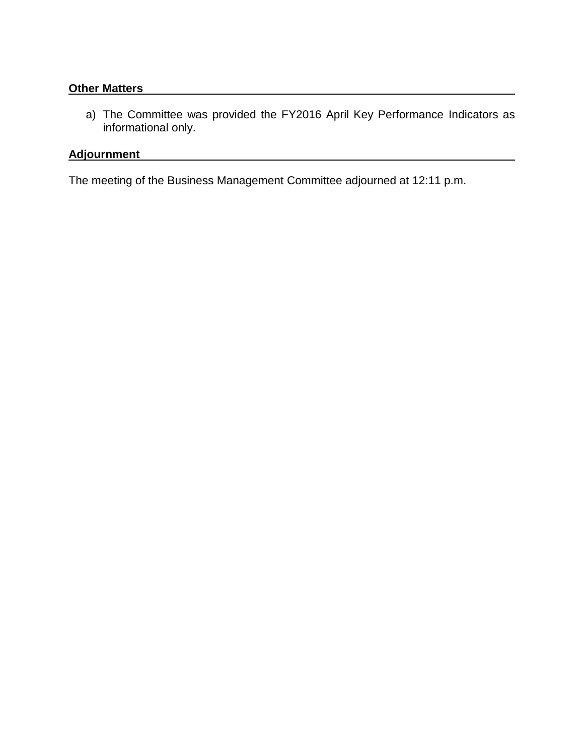**Other Matters**

a) The Committee was provided the FY2016 April Key Performance Indicators as informational only.

**Adjournment**

The meeting of the Business Management Committee adjourned at 12:11 p.m.